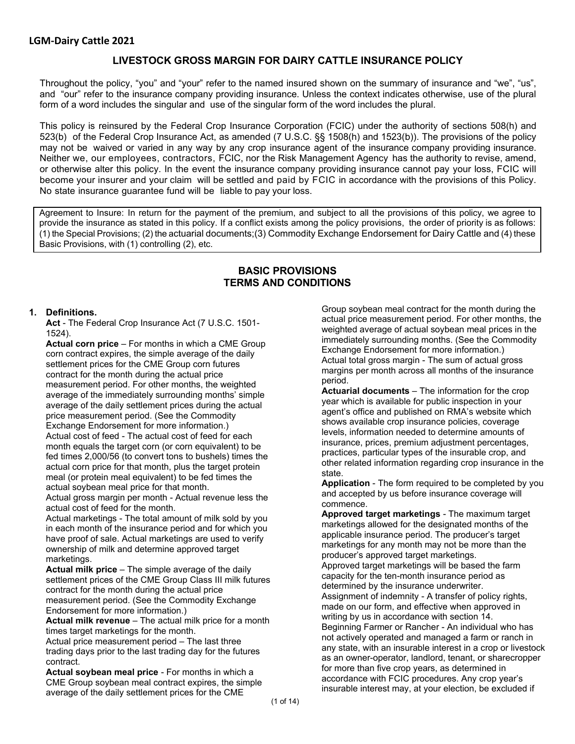**LGM-Dairy Cattle 2021**

# LIVESTOCK GROSS MARGIN FOR DAIRY CATTLE INSURANCE POLICY

Throughout the policy, "you" and "your" refer to the named insured shown on the summary of insurance and "we", "us", and "our" refer to the insurance company providing insurance. Unless the context indicates otherwise, use of the plural form of a word includes the singular and use of the singular form of the word includes the plural.

This policy is reinsured by the Federal Crop Insurance Corporation (FCIC) under the authority of sections 508(h) and 523(b) of the Federal Crop Insurance Act, as amended (7 U.S.C. §§ 1508(h) and 1523(b)). The provisions of the policy may not be waived or varied in any way by any crop insurance agent of the insurance company providing insurance. Neither we, our employees, contractors, FCIC, nor the Risk Management Agency has the authority to revise, amend, or otherwise alter this policy. In the event the insurance company providing insurance cannot pay your loss, FCIC will become your insurer and your claim will be settled and paid by FCIC in accordance with the provisions of this Policy. No state insurance guarantee fund will be liable to pay your loss.

Agreement to Insure: In return for the payment of the premium, and subject to all the provisions of this policy, we agree to provide the insurance as stated in this policy. If a conflict exists among the policy provisions, the order of priority is as follows: (1) the Special Provisions; (2) the actuarial documents;(3) Commodity Exchange Endorsement for Dairy Cattle and (4) these Basic Provisions, with (1) controlling (2), etc.

## BASIC PROVISIONS
## TERMS AND CONDITIONS

**1. Definitions.**

**Act** - The Federal Crop Insurance Act (7 U.S.C. 1501-1524).

**Actual corn price** – For months in which a CME Group corn contract expires, the simple average of the daily settlement prices for the CME Group corn futures contract for the month during the actual price measurement period. For other months, the weighted average of the immediately surrounding months' simple average of the daily settlement prices during the actual price measurement period. (See the Commodity Exchange Endorsement for more information.)

Actual cost of feed - The actual cost of feed for each month equals the target corn (or corn equivalent) to be fed times 2,000/56 (to convert tons to bushels) times the actual corn price for that month, plus the target protein meal (or protein meal equivalent) to be fed times the actual soybean meal price for that month.

Actual gross margin per month - Actual revenue less the actual cost of feed for the month.

Actual marketings - The total amount of milk sold by you in each month of the insurance period and for which you have proof of sale. Actual marketings are used to verify ownership of milk and determine approved target marketings.

**Actual milk price** – The simple average of the daily settlement prices of the CME Group Class III milk futures contract for the month during the actual price measurement period. (See the Commodity Exchange Endorsement for more information.)

**Actual milk revenue** – The actual milk price for a month times target marketings for the month.

Actual price measurement period – The last three trading days prior to the last trading day for the futures contract.

**Actual soybean meal price** - For months in which a CME Group soybean meal contract expires, the simple average of the daily settlement prices for the CME Group soybean meal contract for the month during the actual price measurement period. For other months, the weighted average of actual soybean meal prices in the immediately surrounding months. (See the Commodity Exchange Endorsement for more information.)

Actual total gross margin - The sum of actual gross margins per month across all months of the insurance period.

**Actuarial documents** – The information for the crop year which is available for public inspection in your agent's office and published on RMA's website which shows available crop insurance policies, coverage levels, information needed to determine amounts of insurance, prices, premium adjustment percentages, practices, particular types of the insurable crop, and other related information regarding crop insurance in the state.

**Application** - The form required to be completed by you and accepted by us before insurance coverage will commence.

**Approved target marketings** - The maximum target marketings allowed for the designated months of the applicable insurance period. The producer's target marketings for any month may not be more than the producer's approved target marketings.

Approved target marketings will be based the farm capacity for the ten-month insurance period as determined by the insurance underwriter.

Assignment of indemnity - A transfer of policy rights, made on our form, and effective when approved in writing by us in accordance with section 14.

Beginning Farmer or Rancher - An individual who has not actively operated and managed a farm or ranch in any state, with an insurable interest in a crop or livestock as an owner-operator, landlord, tenant, or sharecropper for more than five crop years, as determined in accordance with FCIC procedures. Any crop year's insurable interest may, at your election, be excluded if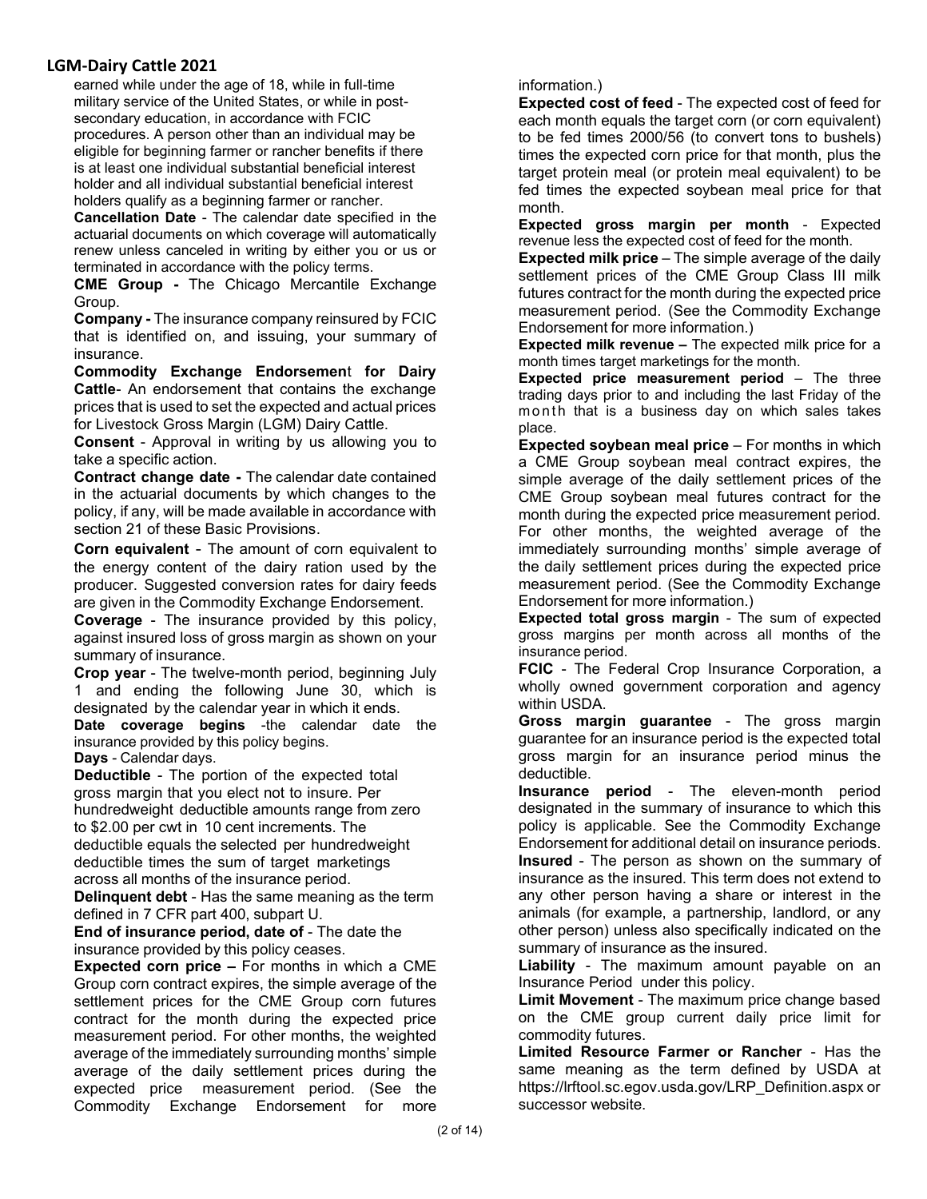earned while under the age of 18, while in full-time military service of the United States, or while in post-secondary education, in accordance with FCIC procedures. A person other than an individual may be eligible for beginning farmer or rancher benefits if there is at least one individual substantial beneficial interest holder and all individual substantial beneficial interest holders qualify as a beginning farmer or rancher.

**Cancellation Date** - The calendar date specified in the actuarial documents on which coverage will automatically renew unless canceled in writing by either you or us or terminated in accordance with the policy terms.

**CME Group -** The Chicago Mercantile Exchange Group.

**Company -** The insurance company reinsured by FCIC that is identified on, and issuing, your summary of insurance.

**Commodity Exchange Endorsement for Dairy Cattle**- An endorsement that contains the exchange prices that is used to set the expected and actual prices for Livestock Gross Margin (LGM) Dairy Cattle.

**Consent** - Approval in writing by us allowing you to take a specific action.

**Contract change date -** The calendar date contained in the actuarial documents by which changes to the policy, if any, will be made available in accordance with section 21 of these Basic Provisions.

**Corn equivalent** - The amount of corn equivalent to the energy content of the dairy ration used by the producer. Suggested conversion rates for dairy feeds are given in the Commodity Exchange Endorsement.

**Coverage** - The insurance provided by this policy, against insured loss of gross margin as shown on your summary of insurance.

**Crop year** - The twelve-month period, beginning July 1 and ending the following June 30, which is designated by the calendar year in which it ends.

**Date coverage begins** -the calendar date the insurance provided by this policy begins.

**Days** - Calendar days.

**Deductible** - The portion of the expected total gross margin that you elect not to insure. Per hundredweight deductible amounts range from zero to $2.00 per cwt in 10 cent increments. The deductible equals the selected per hundredweight deductible times the sum of target marketings across all months of the insurance period.

**Delinquent debt** - Has the same meaning as the term defined in 7 CFR part 400, subpart U.

**End of insurance period, date of** - The date the insurance provided by this policy ceases.

**Expected corn price –** For months in which a CME Group corn contract expires, the simple average of the settlement prices for the CME Group corn futures contract for the month during the expected price measurement period. For other months, the weighted average of the immediately surrounding months' simple average of the daily settlement prices during the expected price measurement period. (See the Commodity Exchange Endorsement for more information.)

**Expected cost of feed** - The expected cost of feed for each month equals the target corn (or corn equivalent) to be fed times 2000/56 (to convert tons to bushels) times the expected corn price for that month, plus the target protein meal (or protein meal equivalent) to be fed times the expected soybean meal price for that month.

**Expected gross margin per month** - Expected revenue less the expected cost of feed for the month.

**Expected milk price** – The simple average of the daily settlement prices of the CME Group Class III milk futures contract for the month during the expected price measurement period. (See the Commodity Exchange Endorsement for more information.)

**Expected milk revenue –** The expected milk price for a month times target marketings for the month.

**Expected price measurement period** – The three trading days prior to and including the last Friday of the month that is a business day on which sales takes place.

**Expected soybean meal price** – For months in which a CME Group soybean meal contract expires, the simple average of the daily settlement prices of the CME Group soybean meal futures contract for the month during the expected price measurement period. For other months, the weighted average of the immediately surrounding months' simple average of the daily settlement prices during the expected price measurement period. (See the Commodity Exchange Endorsement for more information.)

**Expected total gross margin** - The sum of expected gross margins per month across all months of the insurance period.

**FCIC** - The Federal Crop Insurance Corporation, a wholly owned government corporation and agency within USDA.

**Gross margin guarantee** - The gross margin guarantee for an insurance period is the expected total gross margin for an insurance period minus the deductible.

**Insurance period** - The eleven-month period designated in the summary of insurance to which this policy is applicable. See the Commodity Exchange Endorsement for additional detail on insurance periods.

**Insured** - The person as shown on the summary of insurance as the insured. This term does not extend to any other person having a share or interest in the animals (for example, a partnership, landlord, or any other person) unless also specifically indicated on the summary of insurance as the insured.

**Liability** - The maximum amount payable on an Insurance Period under this policy.

**Limit Movement** - The maximum price change based on the CME group current daily price limit for commodity futures.

**Limited Resource Farmer or Rancher** - Has the same meaning as the term defined by USDA at https://lrftool.sc.egov.usda.gov/LRP_Definition.aspx or successor website.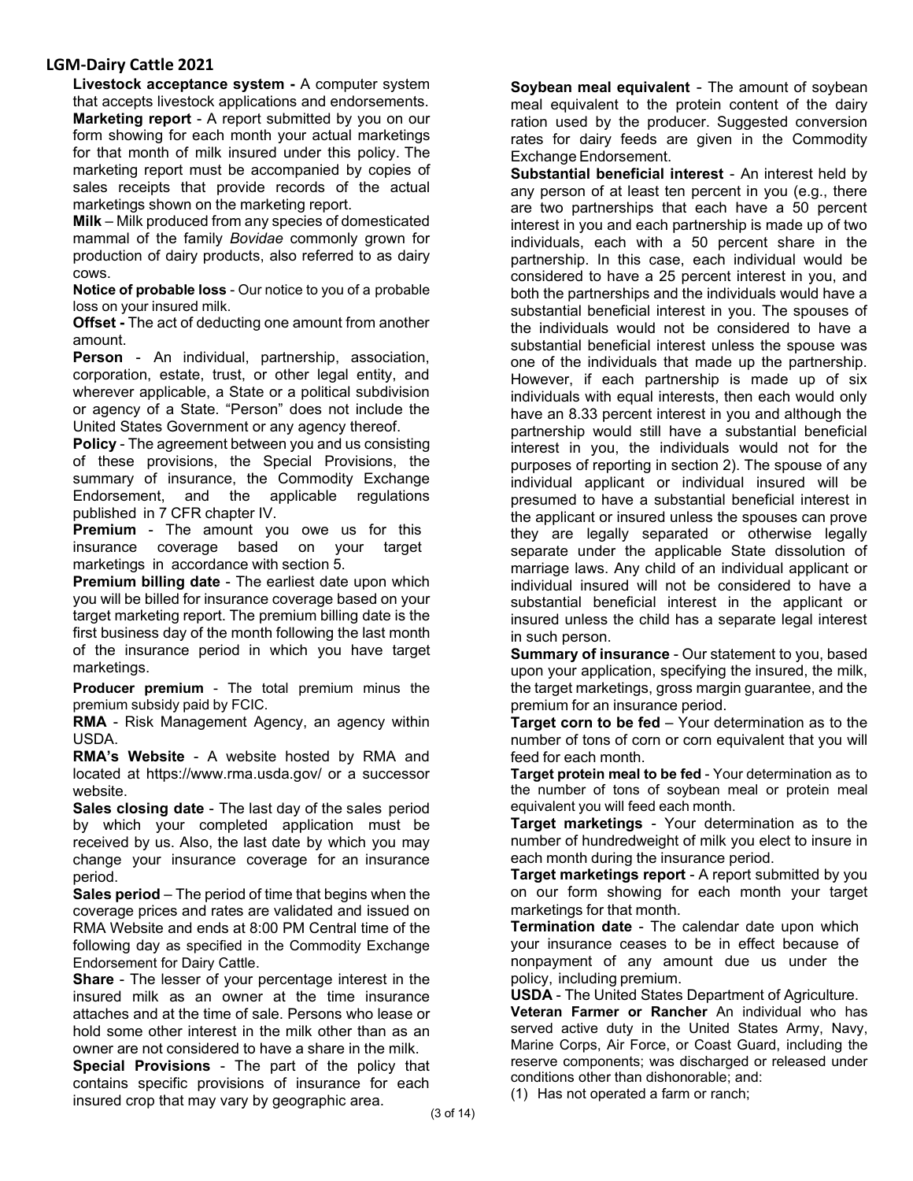**Livestock acceptance system -** A computer system that accepts livestock applications and endorsements.

**Marketing report** - A report submitted by you on our form showing for each month your actual marketings for that month of milk insured under this policy. The marketing report must be accompanied by copies of sales receipts that provide records of the actual marketings shown on the marketing report.

**Milk** – Milk produced from any species of domesticated mammal of the family *Bovidae* commonly grown for production of dairy products, also referred to as dairy cows.

**Notice of probable loss** - Our notice to you of a probable loss on your insured milk.

**Offset -** The act of deducting one amount from another amount.

**Person** - An individual, partnership, association, corporation, estate, trust, or other legal entity, and wherever applicable, a State or a political subdivision or agency of a State. "Person" does not include the United States Government or any agency thereof.

**Policy** - The agreement between you and us consisting of these provisions, the Special Provisions, the summary of insurance, the Commodity Exchange Endorsement, and the applicable regulations published in 7 CFR chapter IV.

**Premium** - The amount you owe us for this insurance coverage based on your target marketings in accordance with section 5.

**Premium billing date** - The earliest date upon which you will be billed for insurance coverage based on your target marketing report. The premium billing date is the first business day of the month following the last month of the insurance period in which you have target marketings.

**Producer premium** - The total premium minus the premium subsidy paid by FCIC.

**RMA** - Risk Management Agency, an agency within USDA.

**RMA's Website** - A website hosted by RMA and located at https://www.rma.usda.gov/ or a successor website.

**Sales closing date** - The last day of the sales period by which your completed application must be received by us. Also, the last date by which you may change your insurance coverage for an insurance period.

**Sales period** – The period of time that begins when the coverage prices and rates are validated and issued on RMA Website and ends at 8:00 PM Central time of the following day as specified in the Commodity Exchange Endorsement for Dairy Cattle.

**Share** - The lesser of your percentage interest in the insured milk as an owner at the time insurance attaches and at the time of sale. Persons who lease or hold some other interest in the milk other than as an owner are not considered to have a share in the milk.

**Special Provisions** - The part of the policy that contains specific provisions of insurance for each insured crop that may vary by geographic area.

**Soybean meal equivalent** - The amount of soybean meal equivalent to the protein content of the dairy ration used by the producer. Suggested conversion rates for dairy feeds are given in the Commodity Exchange Endorsement.

**Substantial beneficial interest** - An interest held by any person of at least ten percent in you (e.g., there are two partnerships that each have a 50 percent interest in you and each partnership is made up of two individuals, each with a 50 percent share in the partnership. In this case, each individual would be considered to have a 25 percent interest in you, and both the partnerships and the individuals would have a substantial beneficial interest in you. The spouses of the individuals would not be considered to have a substantial beneficial interest unless the spouse was one of the individuals that made up the partnership. However, if each partnership is made up of six individuals with equal interests, then each would only have an 8.33 percent interest in you and although the partnership would still have a substantial beneficial interest in you, the individuals would not for the purposes of reporting in section 2). The spouse of any individual applicant or individual insured will be presumed to have a substantial beneficial interest in the applicant or insured unless the spouses can prove they are legally separated or otherwise legally separate under the applicable State dissolution of marriage laws. Any child of an individual applicant or individual insured will not be considered to have a substantial beneficial interest in the applicant or insured unless the child has a separate legal interest in such person.

**Summary of insurance** - Our statement to you, based upon your application, specifying the insured, the milk, the target marketings, gross margin guarantee, and the premium for an insurance period.

**Target corn to be fed** – Your determination as to the number of tons of corn or corn equivalent that you will feed for each month.

**Target protein meal to be fed** - Your determination as to the number of tons of soybean meal or protein meal equivalent you will feed each month.

**Target marketings** - Your determination as to the number of hundredweight of milk you elect to insure in each month during the insurance period.

**Target marketings report** - A report submitted by you on our form showing for each month your target marketings for that month.

**Termination date** - The calendar date upon which your insurance ceases to be in effect because of nonpayment of any amount due us under the policy, including premium.

**USDA** - The United States Department of Agriculture.

**Veteran Farmer or Rancher** An individual who has served active duty in the United States Army, Navy, Marine Corps, Air Force, or Coast Guard, including the reserve components; was discharged or released under conditions other than dishonorable; and:

(1) Has not operated a farm or ranch;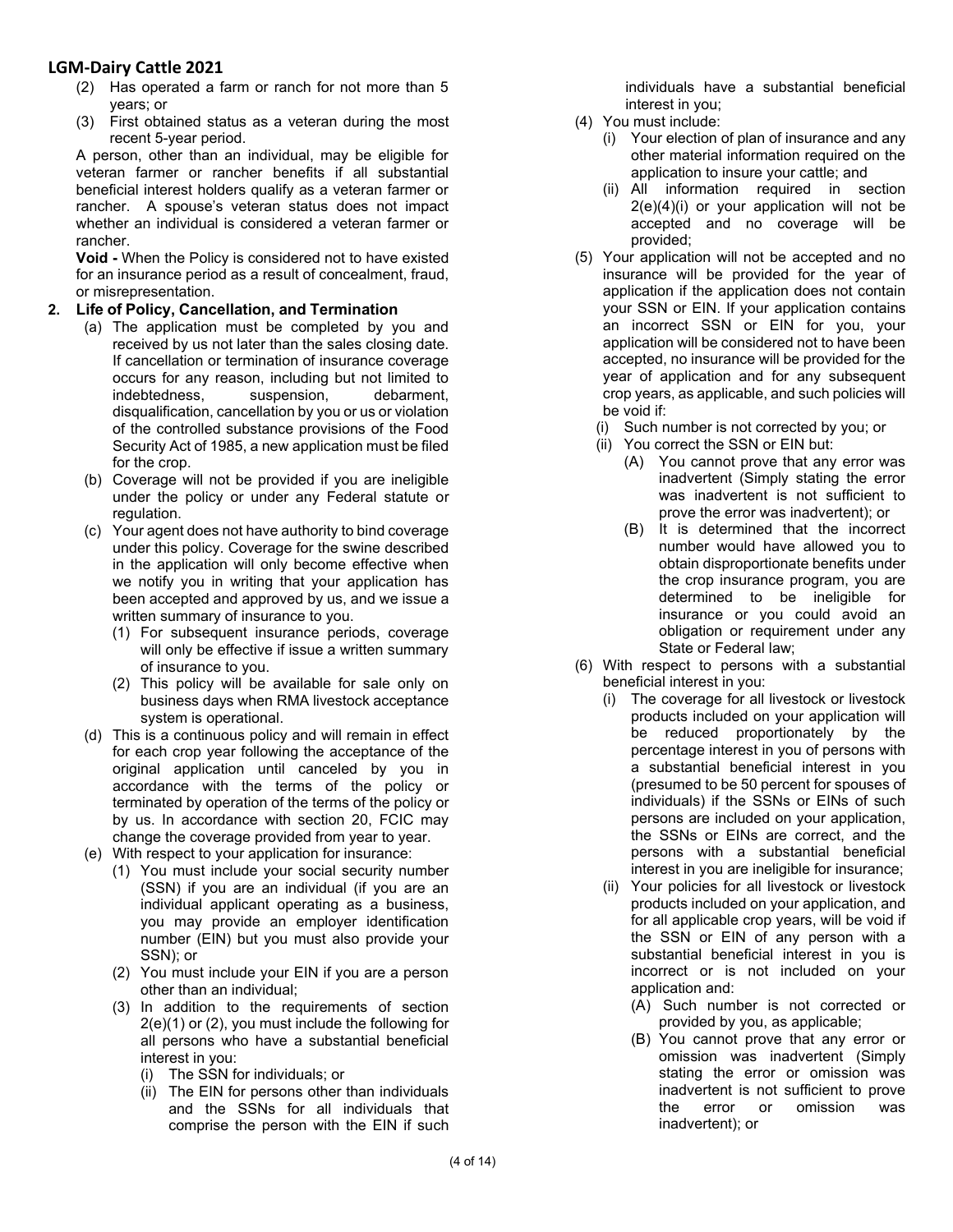(2) Has operated a farm or ranch for not more than 5 years; or

(3) First obtained status as a veteran during the most recent 5-year period.

A person, other than an individual, may be eligible for veteran farmer or rancher benefits if all substantial beneficial interest holders qualify as a veteran farmer or rancher. A spouse's veteran status does not impact whether an individual is considered a veteran farmer or rancher.

**Void -** When the Policy is considered not to have existed for an insurance period as a result of concealment, fraud, or misrepresentation.

**2. Life of Policy, Cancellation, and Termination**

(a) The application must be completed by you and received by us not later than the sales closing date. If cancellation or termination of insurance coverage occurs for any reason, including but not limited to indebtedness, suspension, debarment, disqualification, cancellation by you or us or violation of the controlled substance provisions of the Food Security Act of 1985, a new application must be filed for the crop.

(b) Coverage will not be provided if you are ineligible under the policy or under any Federal statute or regulation.

(c) Your agent does not have authority to bind coverage under this policy. Coverage for the swine described in the application will only become effective when we notify you in writing that your application has been accepted and approved by us, and we issue a written summary of insurance to you.

(1) For subsequent insurance periods, coverage will only be effective if issue a written summary of insurance to you.

(2) This policy will be available for sale only on business days when RMA livestock acceptance system is operational.

(d) This is a continuous policy and will remain in effect for each crop year following the acceptance of the original application until canceled by you in accordance with the terms of the policy or terminated by operation of the terms of the policy or by us. In accordance with section 20, FCIC may change the coverage provided from year to year.

(e) With respect to your application for insurance:

(1) You must include your social security number (SSN) if you are an individual (if you are an individual applicant operating as a business, you may provide an employer identification number (EIN) but you must also provide your SSN); or

(2) You must include your EIN if you are a person other than an individual;

(3) In addition to the requirements of section 2(e)(1) or (2), you must include the following for all persons who have a substantial beneficial interest in you:

(i) The SSN for individuals; or

(ii) The EIN for persons other than individuals and the SSNs for all individuals that comprise the person with the EIN if such individuals have a substantial beneficial interest in you;

(4) You must include:

(i) Your election of plan of insurance and any other material information required on the application to insure your cattle; and

(ii) All information required in section 2(e)(4)(i) or your application will not be accepted and no coverage will be provided;

(5) Your application will not be accepted and no insurance will be provided for the year of application if the application does not contain your SSN or EIN. If your application contains an incorrect SSN or EIN for you, your application will be considered not to have been accepted, no insurance will be provided for the year of application and for any subsequent crop years, as applicable, and such policies will be void if:

(i) Such number is not corrected by you; or

(ii) You correct the SSN or EIN but:

(A) You cannot prove that any error was inadvertent (Simply stating the error was inadvertent is not sufficient to prove the error was inadvertent); or

(B) It is determined that the incorrect number would have allowed you to obtain disproportionate benefits under the crop insurance program, you are determined to be ineligible for insurance or you could avoid an obligation or requirement under any State or Federal law;

(6) With respect to persons with a substantial beneficial interest in you:

(i) The coverage for all livestock or livestock products included on your application will be reduced proportionately by the percentage interest in you of persons with a substantial beneficial interest in you (presumed to be 50 percent for spouses of individuals) if the SSNs or EINs of such persons are included on your application, the SSNs or EINs are correct, and the persons with a substantial beneficial interest in you are ineligible for insurance;

(ii) Your policies for all livestock or livestock products included on your application, and for all applicable crop years, will be void if the SSN or EIN of any person with a substantial beneficial interest in you is incorrect or is not included on your application and:

(A) Such number is not corrected or provided by you, as applicable;

(B) You cannot prove that any error or omission was inadvertent (Simply stating the error or omission was inadvertent is not sufficient to prove the error or omission was inadvertent); or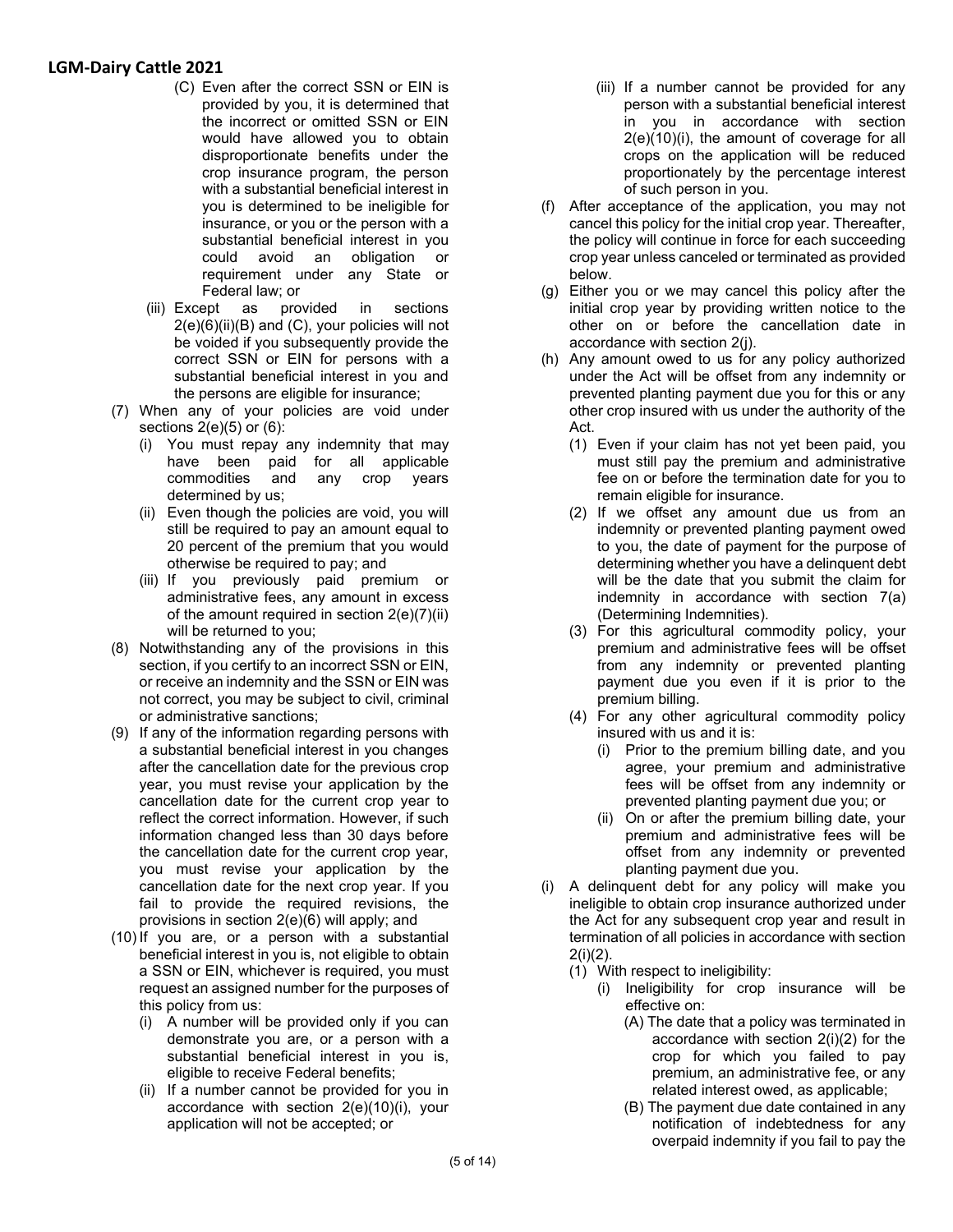(C) Even after the correct SSN or EIN is provided by you, it is determined that the incorrect or omitted SSN or EIN would have allowed you to obtain disproportionate benefits under the crop insurance program, the person with a substantial beneficial interest in you is determined to be ineligible for insurance, or you or the person with a substantial beneficial interest in you could avoid an obligation or requirement under any State or Federal law; or

(iii) Except as provided in sections 2(e)(6)(ii)(B) and (C), your policies will not be voided if you subsequently provide the correct SSN or EIN for persons with a substantial beneficial interest in you and the persons are eligible for insurance;

(7) When any of your policies are void under sections 2(e)(5) or (6):

(i) You must repay any indemnity that may have been paid for all applicable commodities and any crop years determined by us;

(ii) Even though the policies are void, you will still be required to pay an amount equal to 20 percent of the premium that you would otherwise be required to pay; and

(iii) If you previously paid premium or administrative fees, any amount in excess of the amount required in section 2(e)(7)(ii) will be returned to you;

(8) Notwithstanding any of the provisions in this section, if you certify to an incorrect SSN or EIN, or receive an indemnity and the SSN or EIN was not correct, you may be subject to civil, criminal or administrative sanctions;

(9) If any of the information regarding persons with a substantial beneficial interest in you changes after the cancellation date for the previous crop year, you must revise your application by the cancellation date for the current crop year to reflect the correct information. However, if such information changed less than 30 days before the cancellation date for the current crop year, you must revise your application by the cancellation date for the next crop year. If you fail to provide the required revisions, the provisions in section 2(e)(6) will apply; and

(10) If you are, or a person with a substantial beneficial interest in you is, not eligible to obtain a SSN or EIN, whichever is required, you must request an assigned number for the purposes of this policy from us:

(i) A number will be provided only if you can demonstrate you are, or a person with a substantial beneficial interest in you is, eligible to receive Federal benefits;

(ii) If a number cannot be provided for you in accordance with section 2(e)(10)(i), your application will not be accepted; or

(iii) If a number cannot be provided for any person with a substantial beneficial interest in you in accordance with section 2(e)(10)(i), the amount of coverage for all crops on the application will be reduced proportionately by the percentage interest of such person in you.

(f) After acceptance of the application, you may not cancel this policy for the initial crop year. Thereafter, the policy will continue in force for each succeeding crop year unless canceled or terminated as provided below.

(g) Either you or we may cancel this policy after the initial crop year by providing written notice to the other on or before the cancellation date in accordance with section 2(j).

(h) Any amount owed to us for any policy authorized under the Act will be offset from any indemnity or prevented planting payment due you for this or any other crop insured with us under the authority of the Act.

(1) Even if your claim has not yet been paid, you must still pay the premium and administrative fee on or before the termination date for you to remain eligible for insurance.

(2) If we offset any amount due us from an indemnity or prevented planting payment owed to you, the date of payment for the purpose of determining whether you have a delinquent debt will be the date that you submit the claim for indemnity in accordance with section 7(a) (Determining Indemnities).

(3) For this agricultural commodity policy, your premium and administrative fees will be offset from any indemnity or prevented planting payment due you even if it is prior to the premium billing.

(4) For any other agricultural commodity policy insured with us and it is:

(i) Prior to the premium billing date, and you agree, your premium and administrative fees will be offset from any indemnity or prevented planting payment due you; or

(ii) On or after the premium billing date, your premium and administrative fees will be offset from any indemnity or prevented planting payment due you.

(i) A delinquent debt for any policy will make you ineligible to obtain crop insurance authorized under the Act for any subsequent crop year and result in termination of all policies in accordance with section 2(i)(2).

(1) With respect to ineligibility:

(i) Ineligibility for crop insurance will be effective on:

(A) The date that a policy was terminated in accordance with section 2(i)(2) for the crop for which you failed to pay premium, an administrative fee, or any related interest owed, as applicable;

(B) The payment due date contained in any notification of indebtedness for any overpaid indemnity if you fail to pay the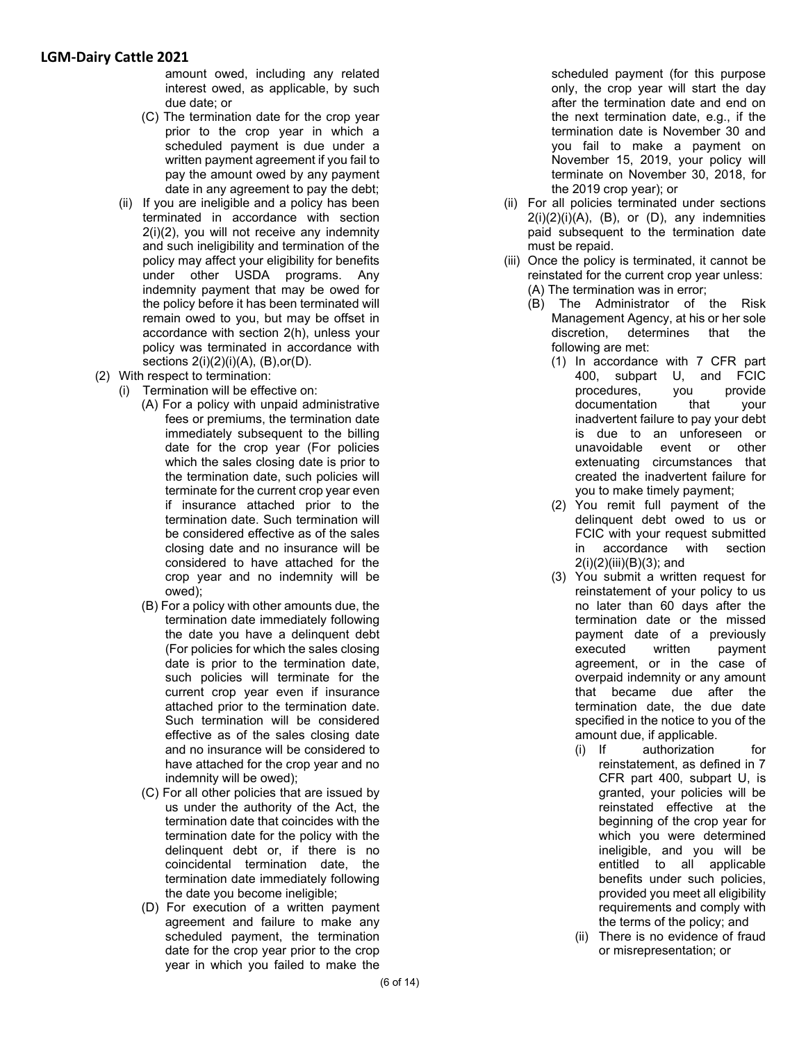amount owed, including any related interest owed, as applicable, by such due date; or

(C) The termination date for the crop year prior to the crop year in which a scheduled payment is due under a written payment agreement if you fail to pay the amount owed by any payment date in any agreement to pay the debt;

(ii) If you are ineligible and a policy has been terminated in accordance with section 2(i)(2), you will not receive any indemnity and such ineligibility and termination of the policy may affect your eligibility for benefits under other USDA programs. Any indemnity payment that may be owed for the policy before it has been terminated will remain owed to you, but may be offset in accordance with section 2(h), unless your policy was terminated in accordance with sections 2(i)(2)(i)(A), (B),or(D).

(2) With respect to termination:

(i) Termination will be effective on:

(A) For a policy with unpaid administrative fees or premiums, the termination date immediately subsequent to the billing date for the crop year (For policies which the sales closing date is prior to the termination date, such policies will terminate for the current crop year even if insurance attached prior to the termination date. Such termination will be considered effective as of the sales closing date and no insurance will be considered to have attached for the crop year and no indemnity will be owed);

(B) For a policy with other amounts due, the termination date immediately following the date you have a delinquent debt (For policies for which the sales closing date is prior to the termination date, such policies will terminate for the current crop year even if insurance attached prior to the termination date. Such termination will be considered effective as of the sales closing date and no insurance will be considered to have attached for the crop year and no indemnity will be owed);

(C) For all other policies that are issued by us under the authority of the Act, the termination date that coincides with the termination date for the policy with the delinquent debt or, if there is no coincidental termination date, the termination date immediately following the date you become ineligible;

(D) For execution of a written payment agreement and failure to make any scheduled payment, the termination date for the crop year prior to the crop year in which you failed to make the scheduled payment (for this purpose only, the crop year will start the day after the termination date and end on the next termination date, e.g., if the termination date is November 30 and you fail to make a payment on November 15, 2019, your policy will terminate on November 30, 2018, for the 2019 crop year); or

(ii) For all policies terminated under sections 2(i)(2)(i)(A), (B), or (D), any indemnities paid subsequent to the termination date must be repaid.

(iii) Once the policy is terminated, it cannot be reinstated for the current crop year unless:

(A) The termination was in error;

(B) The Administrator of the Risk Management Agency, at his or her sole discretion, determines that the following are met:

(1) In accordance with 7 CFR part 400, subpart U, and FCIC procedures, you provide documentation that your inadvertent failure to pay your debt is due to an unforeseen or unavoidable event or other extenuating circumstances that created the inadvertent failure for you to make timely payment;

(2) You remit full payment of the delinquent debt owed to us or FCIC with your request submitted in accordance with section 2(i)(2)(iii)(B)(3); and

(3) You submit a written request for reinstatement of your policy to us no later than 60 days after the termination date or the missed payment date of a previously executed written payment agreement, or in the case of overpaid indemnity or any amount that became due after the termination date, the due date specified in the notice to you of the amount due, if applicable.

(i) If authorization for reinstatement, as defined in 7 CFR part 400, subpart U, is granted, your policies will be reinstated effective at the beginning of the crop year for which you were determined ineligible, and you will be entitled to all applicable benefits under such policies, provided you meet all eligibility requirements and comply with the terms of the policy; and

(ii) There is no evidence of fraud or misrepresentation; or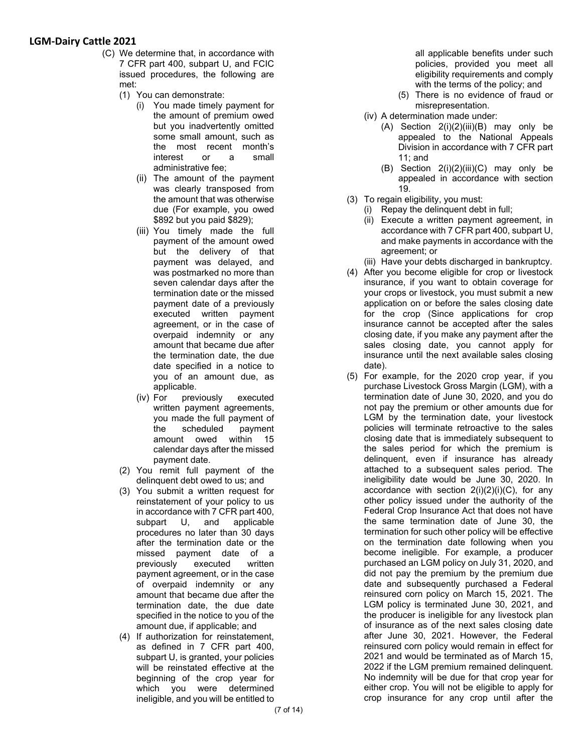(C) We determine that, in accordance with 7 CFR part 400, subpart U, and FCIC issued procedures, the following are met:

  (1) You can demonstrate:

    (i) You made timely payment for the amount of premium owed but you inadvertently omitted some small amount, such as the most recent month's interest or a small administrative fee;

    (ii) The amount of the payment was clearly transposed from the amount that was otherwise due (For example, you owed $892 but you paid $829);

    (iii) You timely made the full payment of the amount owed but the delivery of that payment was delayed, and was postmarked no more than seven calendar days after the termination date or the missed payment date of a previously executed written payment agreement, or in the case of overpaid indemnity or any amount that became due after the termination date, the due date specified in a notice to you of an amount due, as applicable.

    (iv) For previously executed written payment agreements, you made the full payment of the scheduled payment amount owed within 15 calendar days after the missed payment date.

  (2) You remit full payment of the delinquent debt owed to us; and

  (3) You submit a written request for reinstatement of your policy to us in accordance with 7 CFR part 400, subpart U, and applicable procedures no later than 30 days after the termination date or the missed payment date of a previously executed written payment agreement, or in the case of overpaid indemnity or any amount that became due after the termination date, the due date specified in the notice to you of the amount due, if applicable; and

  (4) If authorization for reinstatement, as defined in 7 CFR part 400, subpart U, is granted, your policies will be reinstated effective at the beginning of the crop year for which you were determined ineligible, and you will be entitled to all applicable benefits under such policies, provided you meet all eligibility requirements and comply with the terms of the policy; and

  (5) There is no evidence of fraud or misrepresentation.

(iv) A determination made under:

  (A) Section 2(i)(2)(iii)(B) may only be appealed to the National Appeals Division in accordance with 7 CFR part 11; and

  (B) Section 2(i)(2)(iii)(C) may only be appealed in accordance with section 19.

(3) To regain eligibility, you must:

  (i) Repay the delinquent debt in full;

  (ii) Execute a written payment agreement, in accordance with 7 CFR part 400, subpart U, and make payments in accordance with the agreement; or

  (iii) Have your debts discharged in bankruptcy.

(4) After you become eligible for crop or livestock insurance, if you want to obtain coverage for your crops or livestock, you must submit a new application on or before the sales closing date for the crop (Since applications for crop insurance cannot be accepted after the sales closing date, if you make any payment after the sales closing date, you cannot apply for insurance until the next available sales closing date).

(5) For example, for the 2020 crop year, if you purchase Livestock Gross Margin (LGM), with a termination date of June 30, 2020, and you do not pay the premium or other amounts due for LGM by the termination date, your livestock policies will terminate retroactive to the sales closing date that is immediately subsequent to the sales period for which the premium is delinquent, even if insurance has already attached to a subsequent sales period. The ineligibility date would be June 30, 2020. In accordance with section 2(i)(2)(i)(C), for any other policy issued under the authority of the Federal Crop Insurance Act that does not have the same termination date of June 30, the termination for such other policy will be effective on the termination date following when you become ineligible. For example, a producer purchased an LGM policy on July 31, 2020, and did not pay the premium by the premium due date and subsequently purchased a Federal reinsured corn policy on March 15, 2021. The LGM policy is terminated June 30, 2021, and the producer is ineligible for any livestock plan of insurance as of the next sales closing date after June 30, 2021. However, the Federal reinsured corn policy would remain in effect for 2021 and would be terminated as of March 15, 2022 if the LGM premium remained delinquent. No indemnity will be due for that crop year for either crop. You will not be eligible to apply for crop insurance for any crop until after the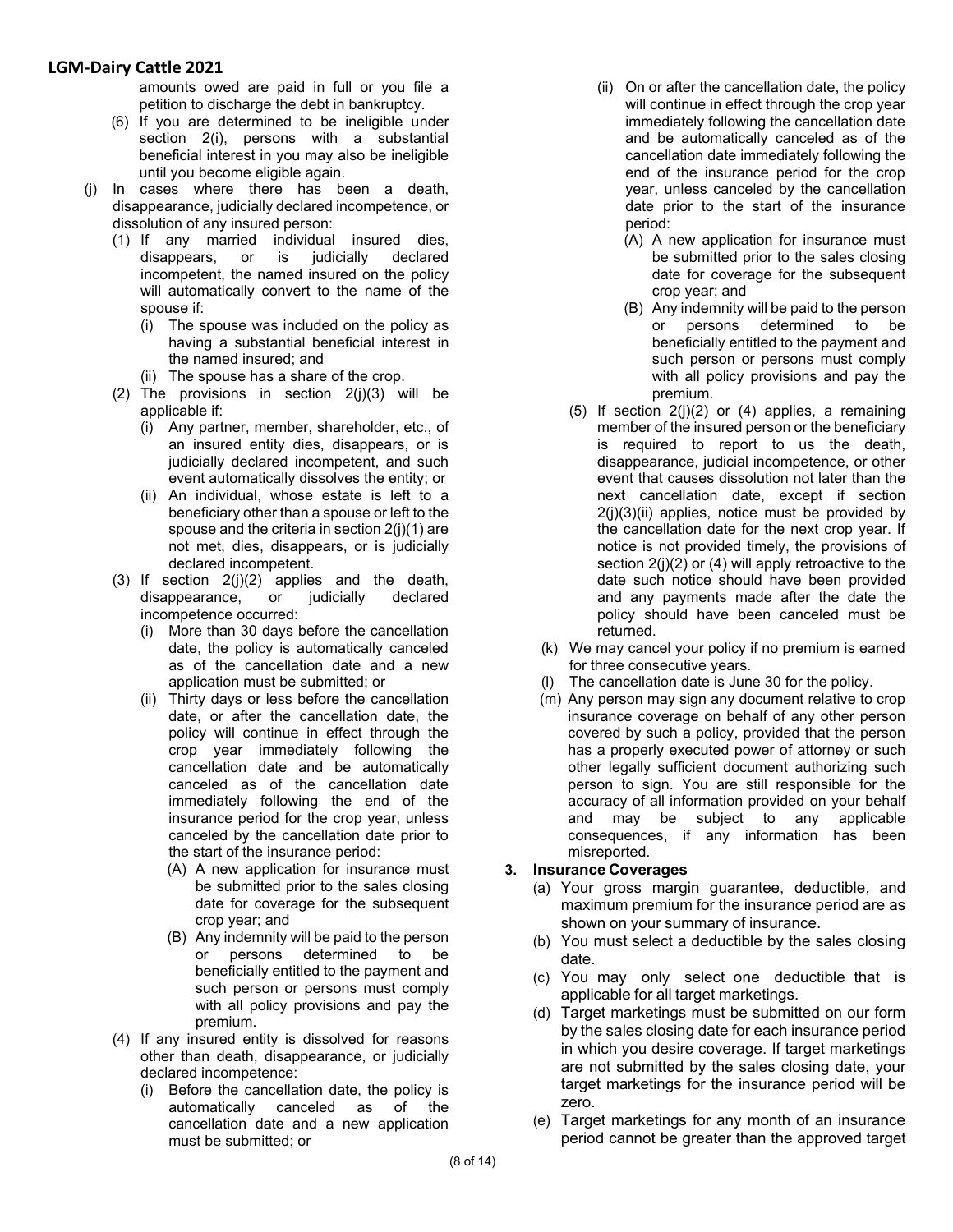amounts owed are paid in full or you file a petition to discharge the debt in bankruptcy.

(6) If you are determined to be ineligible under section 2(i), persons with a substantial beneficial interest in you may also be ineligible until you become eligible again.

(j) In cases where there has been a death, disappearance, judicially declared incompetence, or dissolution of any insured person:

(1) If any married individual insured dies, disappears, or is judicially declared incompetent, the named insured on the policy will automatically convert to the name of the spouse if:

(i) The spouse was included on the policy as having a substantial beneficial interest in the named insured; and

(ii) The spouse has a share of the crop.

(2) The provisions in section 2(j)(3) will be applicable if:

(i) Any partner, member, shareholder, etc., of an insured entity dies, disappears, or is judicially declared incompetent, and such event automatically dissolves the entity; or

(ii) An individual, whose estate is left to a beneficiary other than a spouse or left to the spouse and the criteria in section 2(j)(1) are not met, dies, disappears, or is judicially declared incompetent.

(3) If section 2(j)(2) applies and the death, disappearance, or judicially declared incompetence occurred:

(i) More than 30 days before the cancellation date, the policy is automatically canceled as of the cancellation date and a new application must be submitted; or

(ii) Thirty days or less before the cancellation date, or after the cancellation date, the policy will continue in effect through the crop year immediately following the cancellation date and be automatically canceled as of the cancellation date immediately following the end of the insurance period for the crop year, unless canceled by the cancellation date prior to the start of the insurance period:

(A) A new application for insurance must be submitted prior to the sales closing date for coverage for the subsequent crop year; and

(B) Any indemnity will be paid to the person or persons determined to be beneficially entitled to the payment and such person or persons must comply with all policy provisions and pay the premium.

(4) If any insured entity is dissolved for reasons other than death, disappearance, or judicially declared incompetence:

(i) Before the cancellation date, the policy is automatically canceled as of the cancellation date and a new application must be submitted; or

(ii) On or after the cancellation date, the policy will continue in effect through the crop year immediately following the cancellation date and be automatically canceled as of the cancellation date immediately following the end of the insurance period for the crop year, unless canceled by the cancellation date prior to the start of the insurance period:

(A) A new application for insurance must be submitted prior to the sales closing date for coverage for the subsequent crop year; and

(B) Any indemnity will be paid to the person or persons determined to be beneficially entitled to the payment and such person or persons must comply with all policy provisions and pay the premium.

(5) If section 2(j)(2) or (4) applies, a remaining member of the insured person or the beneficiary is required to report to us the death, disappearance, judicial incompetence, or other event that causes dissolution not later than the next cancellation date, except if section 2(j)(3)(ii) applies, notice must be provided by the cancellation date for the next crop year. If notice is not provided timely, the provisions of section 2(j)(2) or (4) will apply retroactive to the date such notice should have been provided and any payments made after the date the policy should have been canceled must be returned.

(k) We may cancel your policy if no premium is earned for three consecutive years.

(l) The cancellation date is June 30 for the policy.

(m) Any person may sign any document relative to crop insurance coverage on behalf of any other person covered by such a policy, provided that the person has a properly executed power of attorney or such other legally sufficient document authorizing such person to sign. You are still responsible for the accuracy of all information provided on your behalf and may be subject to any applicable consequences, if any information has been misreported.

**3. Insurance Coverages**

(a) Your gross margin guarantee, deductible, and maximum premium for the insurance period are as shown on your summary of insurance.

(b) You must select a deductible by the sales closing date.

(c) You may only select one deductible that is applicable for all target marketings.

(d) Target marketings must be submitted on our form by the sales closing date for each insurance period in which you desire coverage. If target marketings are not submitted by the sales closing date, your target marketings for the insurance period will be zero.

(e) Target marketings for any month of an insurance period cannot be greater than the approved target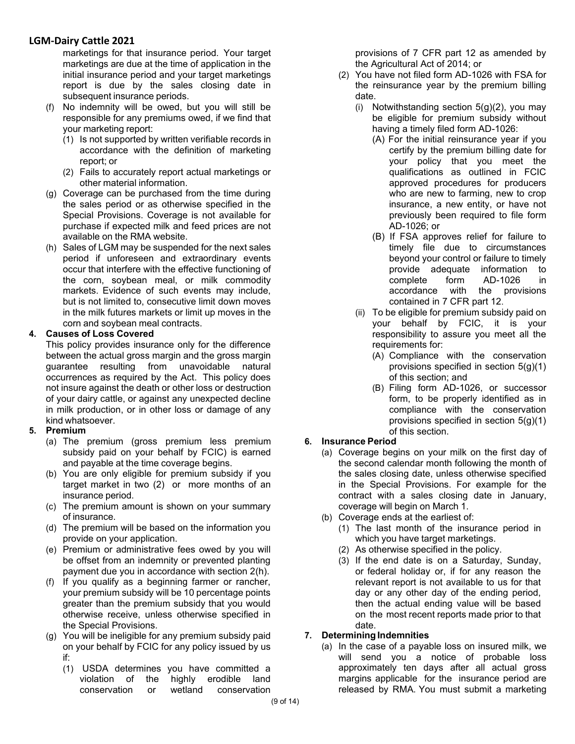marketings for that insurance period. Your target marketings are due at the time of application in the initial insurance period and your target marketings report is due by the sales closing date in subsequent insurance periods.

(f) No indemnity will be owed, but you will still be responsible for any premiums owed, if we find that your marketing report:

(1) Is not supported by written verifiable records in accordance with the definition of marketing report; or

(2) Fails to accurately report actual marketings or other material information.

(g) Coverage can be purchased from the time during the sales period or as otherwise specified in the Special Provisions. Coverage is not available for purchase if expected milk and feed prices are not available on the RMA website.

(h) Sales of LGM may be suspended for the next sales period if unforeseen and extraordinary events occur that interfere with the effective functioning of the corn, soybean meal, or milk commodity markets. Evidence of such events may include, but is not limited to, consecutive limit down moves in the milk futures markets or limit up moves in the corn and soybean meal contracts.

**4. Causes of Loss Covered**

This policy provides insurance only for the difference between the actual gross margin and the gross margin guarantee resulting from unavoidable natural occurrences as required by the Act. This policy does not insure against the death or other loss or destruction of your dairy cattle, or against any unexpected decline in milk production, or in other loss or damage of any kind whatsoever.

**5. Premium**

(a) The premium (gross premium less premium subsidy paid on your behalf by FCIC) is earned and payable at the time coverage begins.

(b) You are only eligible for premium subsidy if you target market in two (2) or more months of an insurance period.

(c) The premium amount is shown on your summary of insurance.

(d) The premium will be based on the information you provide on your application.

(e) Premium or administrative fees owed by you will be offset from an indemnity or prevented planting payment due you in accordance with section 2(h).

(f) If you qualify as a beginning farmer or rancher, your premium subsidy will be 10 percentage points greater than the premium subsidy that you would otherwise receive, unless otherwise specified in the Special Provisions.

(g) You will be ineligible for any premium subsidy paid on your behalf by FCIC for any policy issued by us if:

(1) USDA determines you have committed a violation of the highly erodible land conservation or wetland conservation provisions of 7 CFR part 12 as amended by the Agricultural Act of 2014; or

(2) You have not filed form AD-1026 with FSA for the reinsurance year by the premium billing date.

(i) Notwithstanding section 5(g)(2), you may be eligible for premium subsidy without having a timely filed form AD-1026:

(A) For the initial reinsurance year if you certify by the premium billing date for your policy that you meet the qualifications as outlined in FCIC approved procedures for producers who are new to farming, new to crop insurance, a new entity, or have not previously been required to file form AD-1026; or

(B) If FSA approves relief for failure to timely file due to circumstances beyond your control or failure to timely provide adequate information to complete form AD-1026 in accordance with the provisions contained in 7 CFR part 12.

(ii) To be eligible for premium subsidy paid on your behalf by FCIC, it is your responsibility to assure you meet all the requirements for:

(A) Compliance with the conservation provisions specified in section 5(g)(1) of this section; and

(B) Filing form AD-1026, or successor form, to be properly identified as in compliance with the conservation provisions specified in section 5(g)(1) of this section.

**6. Insurance Period**

(a) Coverage begins on your milk on the first day of the second calendar month following the month of the sales closing date, unless otherwise specified in the Special Provisions. For example for the contract with a sales closing date in January, coverage will begin on March 1.

(b) Coverage ends at the earliest of:

(1) The last month of the insurance period in which you have target marketings.

(2) As otherwise specified in the policy.

(3) If the end date is on a Saturday, Sunday, or federal holiday or, if for any reason the relevant report is not available to us for that day or any other day of the ending period, then the actual ending value will be based on the most recent reports made prior to that date.

**7. Determining Indemnities**

(a) In the case of a payable loss on insured milk, we will send you a notice of probable loss approximately ten days after all actual gross margins applicable for the insurance period are released by RMA. You must submit a marketing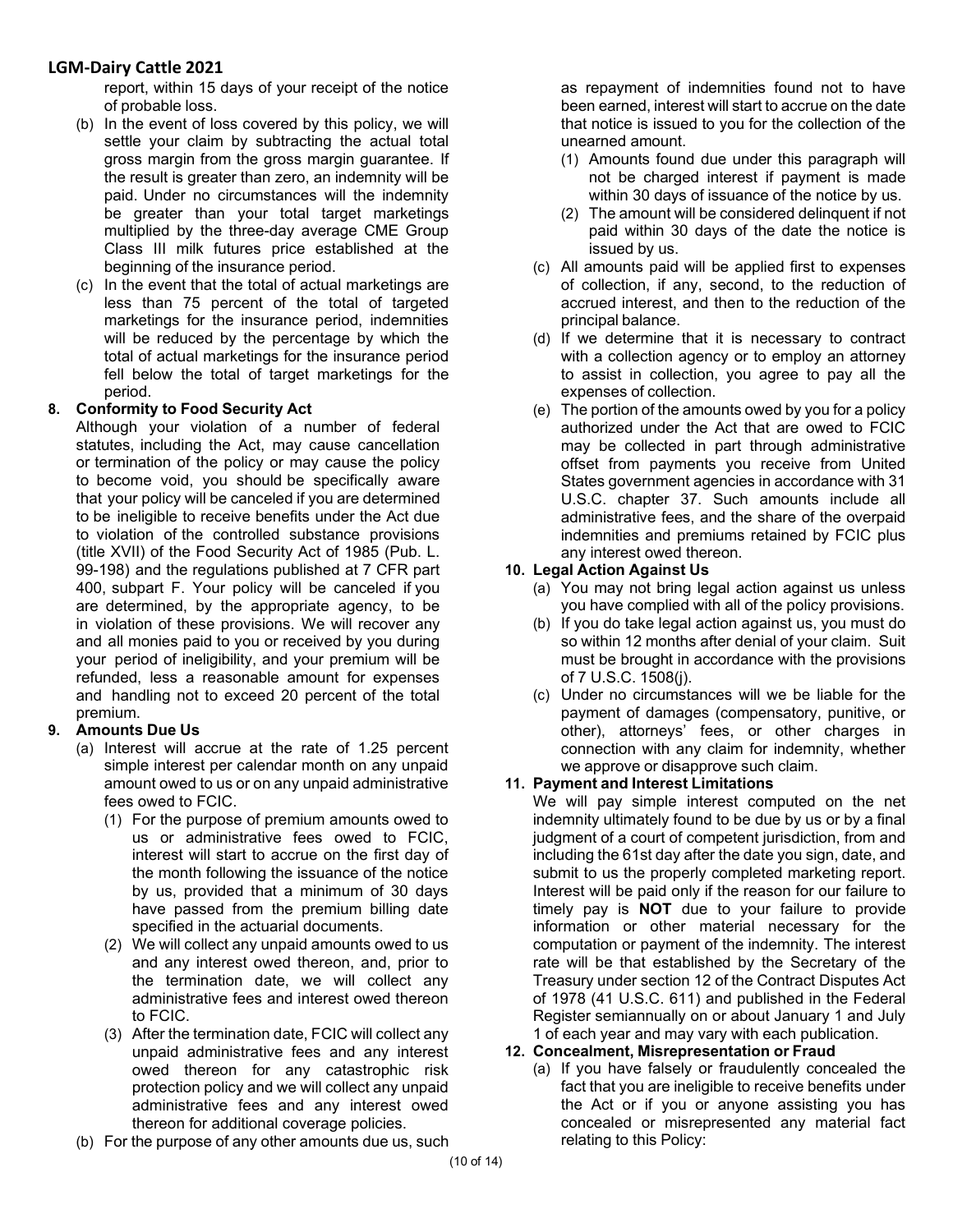report, within 15 days of your receipt of the notice of probable loss.

(b) In the event of loss covered by this policy, we will settle your claim by subtracting the actual total gross margin from the gross margin guarantee. If the result is greater than zero, an indemnity will be paid. Under no circumstances will the indemnity be greater than your total target marketings multiplied by the three-day average CME Group Class III milk futures price established at the beginning of the insurance period.

(c) In the event that the total of actual marketings are less than 75 percent of the total of targeted marketings for the insurance period, indemnities will be reduced by the percentage by which the total of actual marketings for the insurance period fell below the total of target marketings for the period.

**8. Conformity to Food Security Act**

Although your violation of a number of federal statutes, including the Act, may cause cancellation or termination of the policy or may cause the policy to become void, you should be specifically aware that your policy will be canceled if you are determined to be ineligible to receive benefits under the Act due to violation of the controlled substance provisions (title XVII) of the Food Security Act of 1985 (Pub. L. 99-198) and the regulations published at 7 CFR part 400, subpart F. Your policy will be canceled if you are determined, by the appropriate agency, to be in violation of these provisions. We will recover any and all monies paid to you or received by you during your period of ineligibility, and your premium will be refunded, less a reasonable amount for expenses and handling not to exceed 20 percent of the total premium.

**9. Amounts Due Us**

(a) Interest will accrue at the rate of 1.25 percent simple interest per calendar month on any unpaid amount owed to us or on any unpaid administrative fees owed to FCIC.

(1) For the purpose of premium amounts owed to us or administrative fees owed to FCIC, interest will start to accrue on the first day of the month following the issuance of the notice by us, provided that a minimum of 30 days have passed from the premium billing date specified in the actuarial documents.

(2) We will collect any unpaid amounts owed to us and any interest owed thereon, and, prior to the termination date, we will collect any administrative fees and interest owed thereon to FCIC.

(3) After the termination date, FCIC will collect any unpaid administrative fees and any interest owed thereon for any catastrophic risk protection policy and we will collect any unpaid administrative fees and any interest owed thereon for additional coverage policies.

(b) For the purpose of any other amounts due us, such as repayment of indemnities found not to have been earned, interest will start to accrue on the date that notice is issued to you for the collection of the unearned amount.

(1) Amounts found due under this paragraph will not be charged interest if payment is made within 30 days of issuance of the notice by us.

(2) The amount will be considered delinquent if not paid within 30 days of the date the notice is issued by us.

(c) All amounts paid will be applied first to expenses of collection, if any, second, to the reduction of accrued interest, and then to the reduction of the principal balance.

(d) If we determine that it is necessary to contract with a collection agency or to employ an attorney to assist in collection, you agree to pay all the expenses of collection.

(e) The portion of the amounts owed by you for a policy authorized under the Act that are owed to FCIC may be collected in part through administrative offset from payments you receive from United States government agencies in accordance with 31 U.S.C. chapter 37. Such amounts include all administrative fees, and the share of the overpaid indemnities and premiums retained by FCIC plus any interest owed thereon.

**10. Legal Action Against Us**

(a) You may not bring legal action against us unless you have complied with all of the policy provisions.

(b) If you do take legal action against us, you must do so within 12 months after denial of your claim. Suit must be brought in accordance with the provisions of 7 U.S.C. 1508(j).

(c) Under no circumstances will we be liable for the payment of damages (compensatory, punitive, or other), attorneys' fees, or other charges in connection with any claim for indemnity, whether we approve or disapprove such claim.

**11. Payment and Interest Limitations**

We will pay simple interest computed on the net indemnity ultimately found to be due by us or by a final judgment of a court of competent jurisdiction, from and including the 61st day after the date you sign, date, and submit to us the properly completed marketing report. Interest will be paid only if the reason for our failure to timely pay is **NOT** due to your failure to provide information or other material necessary for the computation or payment of the indemnity. The interest rate will be that established by the Secretary of the Treasury under section 12 of the Contract Disputes Act of 1978 (41 U.S.C. 611) and published in the Federal Register semiannually on or about January 1 and July 1 of each year and may vary with each publication.

**12. Concealment, Misrepresentation or Fraud**

(a) If you have falsely or fraudulently concealed the fact that you are ineligible to receive benefits under the Act or if you or anyone assisting you has concealed or misrepresented any material fact relating to this Policy: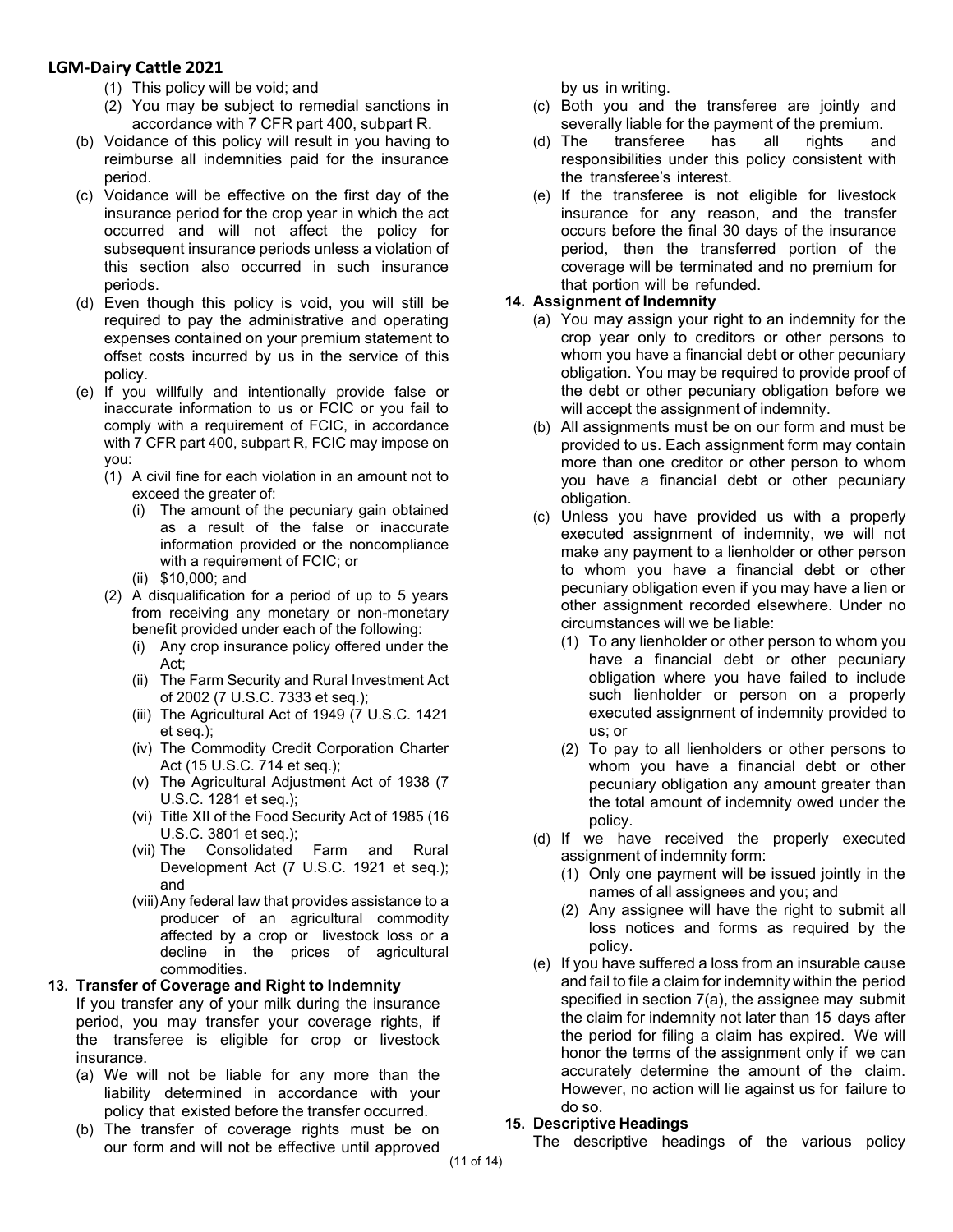(1) This policy will be void; and
(2) You may be subject to remedial sanctions in accordance with 7 CFR part 400, subpart R.

(b) Voidance of this policy will result in you having to reimburse all indemnities paid for the insurance period.

(c) Voidance will be effective on the first day of the insurance period for the crop year in which the act occurred and will not affect the policy for subsequent insurance periods unless a violation of this section also occurred in such insurance periods.

(d) Even though this policy is void, you will still be required to pay the administrative and operating expenses contained on your premium statement to offset costs incurred by us in the service of this policy.

(e) If you willfully and intentionally provide false or inaccurate information to us or FCIC or you fail to comply with a requirement of FCIC, in accordance with 7 CFR part 400, subpart R, FCIC may impose on you:

(1) A civil fine for each violation in an amount not to exceed the greater of:
   (i) The amount of the pecuniary gain obtained as a result of the false or inaccurate information provided or the noncompliance with a requirement of FCIC; or
   (ii) $10,000; and
(2) A disqualification for a period of up to 5 years from receiving any monetary or non-monetary benefit provided under each of the following:
   (i) Any crop insurance policy offered under the Act;
   (ii) The Farm Security and Rural Investment Act of 2002 (7 U.S.C. 7333 et seq.);
   (iii) The Agricultural Act of 1949 (7 U.S.C. 1421 et seq.);
   (iv) The Commodity Credit Corporation Charter Act (15 U.S.C. 714 et seq.);
   (v) The Agricultural Adjustment Act of 1938 (7 U.S.C. 1281 et seq.);
   (vi) Title XII of the Food Security Act of 1985 (16 U.S.C. 3801 et seq.);
   (vii) The Consolidated Farm and Rural Development Act (7 U.S.C. 1921 et seq.); and
   (viii) Any federal law that provides assistance to a producer of an agricultural commodity affected by a crop or livestock loss or a decline in the prices of agricultural commodities.

**13. Transfer of Coverage and Right to Indemnity**

If you transfer any of your milk during the insurance period, you may transfer your coverage rights, if the transferee is eligible for crop or livestock insurance.

(a) We will not be liable for any more than the liability determined in accordance with your policy that existed before the transfer occurred.

(b) The transfer of coverage rights must be on our form and will not be effective until approved by us in writing.

(c) Both you and the transferee are jointly and severally liable for the payment of the premium.

(d) The transferee has all rights and responsibilities under this policy consistent with the transferee's interest.

(e) If the transferee is not eligible for livestock insurance for any reason, and the transfer occurs before the final 30 days of the insurance period, then the transferred portion of the coverage will be terminated and no premium for that portion will be refunded.

**14. Assignment of Indemnity**

(a) You may assign your right to an indemnity for the crop year only to creditors or other persons to whom you have a financial debt or other pecuniary obligation. You may be required to provide proof of the debt or other pecuniary obligation before we will accept the assignment of indemnity.

(b) All assignments must be on our form and must be provided to us. Each assignment form may contain more than one creditor or other person to whom you have a financial debt or other pecuniary obligation.

(c) Unless you have provided us with a properly executed assignment of indemnity, we will not make any payment to a lienholder or other person to whom you have a financial debt or other pecuniary obligation even if you may have a lien or other assignment recorded elsewhere. Under no circumstances will we be liable:

(1) To any lienholder or other person to whom you have a financial debt or other pecuniary obligation where you have failed to include such lienholder or person on a properly executed assignment of indemnity provided to us; or
(2) To pay to all lienholders or other persons to whom you have a financial debt or other pecuniary obligation any amount greater than the total amount of indemnity owed under the policy.

(d) If we have received the properly executed assignment of indemnity form:

(1) Only one payment will be issued jointly in the names of all assignees and you; and
(2) Any assignee will have the right to submit all loss notices and forms as required by the policy.

(e) If you have suffered a loss from an insurable cause and fail to file a claim for indemnity within the period specified in section 7(a), the assignee may submit the claim for indemnity not later than 15 days after the period for filing a claim has expired. We will honor the terms of the assignment only if we can accurately determine the amount of the claim. However, no action will lie against us for failure to do so.

**15. Descriptive Headings**

The descriptive headings of the various policy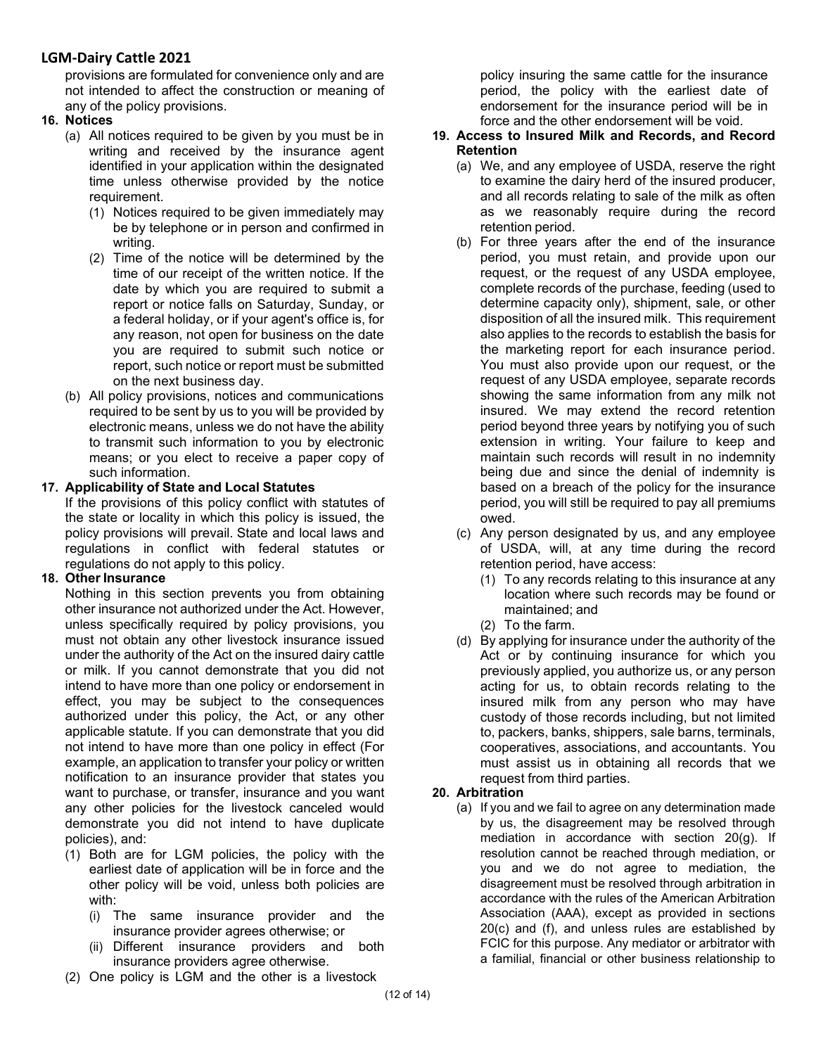provisions are formulated for convenience only and are not intended to affect the construction or meaning of any of the policy provisions.

**16. Notices**

(a) All notices required to be given by you must be in writing and received by the insurance agent identified in your application within the designated time unless otherwise provided by the notice requirement.

(1) Notices required to be given immediately may be by telephone or in person and confirmed in writing.

(2) Time of the notice will be determined by the time of our receipt of the written notice. If the date by which you are required to submit a report or notice falls on Saturday, Sunday, or a federal holiday, or if your agent's office is, for any reason, not open for business on the date you are required to submit such notice or report, such notice or report must be submitted on the next business day.

(b) All policy provisions, notices and communications required to be sent by us to you will be provided by electronic means, unless we do not have the ability to transmit such information to you by electronic means; or you elect to receive a paper copy of such information.

**17. Applicability of State and Local Statutes**

If the provisions of this policy conflict with statutes of the state or locality in which this policy is issued, the policy provisions will prevail. State and local laws and regulations in conflict with federal statutes or regulations do not apply to this policy.

**18. Other Insurance**

Nothing in this section prevents you from obtaining other insurance not authorized under the Act. However, unless specifically required by policy provisions, you must not obtain any other livestock insurance issued under the authority of the Act on the insured dairy cattle or milk. If you cannot demonstrate that you did not intend to have more than one policy or endorsement in effect, you may be subject to the consequences authorized under this policy, the Act, or any other applicable statute. If you can demonstrate that you did not intend to have more than one policy in effect (For example, an application to transfer your policy or written notification to an insurance provider that states you want to purchase, or transfer, insurance and you want any other policies for the livestock canceled would demonstrate you did not intend to have duplicate policies), and:

(1) Both are for LGM policies, the policy with the earliest date of application will be in force and the other policy will be void, unless both policies are with:

(i) The same insurance provider and the insurance provider agrees otherwise; or

(ii) Different insurance providers and both insurance providers agree otherwise.

(2) One policy is LGM and the other is a livestock policy insuring the same cattle for the insurance period, the policy with the earliest date of endorsement for the insurance period will be in force and the other endorsement will be void.

**19. Access to Insured Milk and Records, and Record Retention**

(a) We, and any employee of USDA, reserve the right to examine the dairy herd of the insured producer, and all records relating to sale of the milk as often as we reasonably require during the record retention period.

(b) For three years after the end of the insurance period, you must retain, and provide upon our request, or the request of any USDA employee, complete records of the purchase, feeding (used to determine capacity only), shipment, sale, or other disposition of all the insured milk. This requirement also applies to the records to establish the basis for the marketing report for each insurance period. You must also provide upon our request, or the request of any USDA employee, separate records showing the same information from any milk not insured. We may extend the record retention period beyond three years by notifying you of such extension in writing. Your failure to keep and maintain such records will result in no indemnity being due and since the denial of indemnity is based on a breach of the policy for the insurance period, you will still be required to pay all premiums owed.

(c) Any person designated by us, and any employee of USDA, will, at any time during the record retention period, have access:

(1) To any records relating to this insurance at any location where such records may be found or maintained; and

(2) To the farm.

(d) By applying for insurance under the authority of the Act or by continuing insurance for which you previously applied, you authorize us, or any person acting for us, to obtain records relating to the insured milk from any person who may have custody of those records including, but not limited to, packers, banks, shippers, sale barns, terminals, cooperatives, associations, and accountants. You must assist us in obtaining all records that we request from third parties.

**20. Arbitration**

(a) If you and we fail to agree on any determination made by us, the disagreement may be resolved through mediation in accordance with section 20(g). If resolution cannot be reached through mediation, or you and we do not agree to mediation, the disagreement must be resolved through arbitration in accordance with the rules of the American Arbitration Association (AAA), except as provided in sections 20(c) and (f), and unless rules are established by FCIC for this purpose. Any mediator or arbitrator with a familial, financial or other business relationship to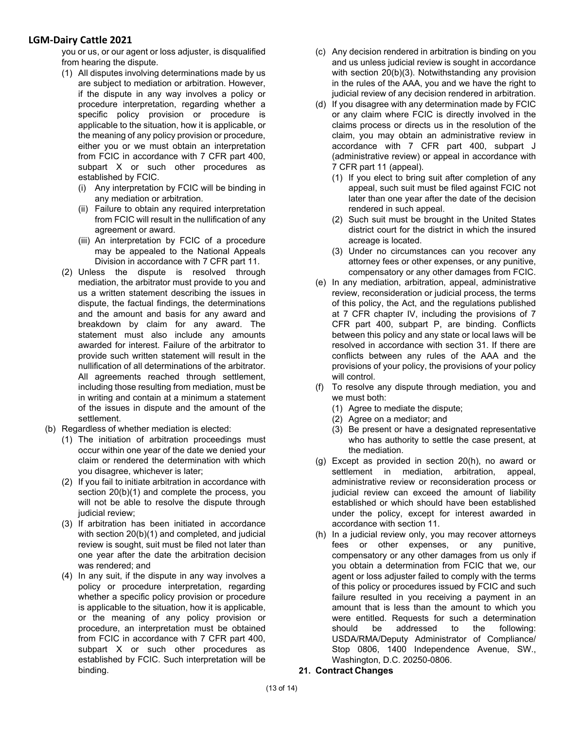you or us, or our agent or loss adjuster, is disqualified from hearing the dispute.

(1) All disputes involving determinations made by us are subject to mediation or arbitration. However, if the dispute in any way involves a policy or procedure interpretation, regarding whether a specific policy provision or procedure is applicable to the situation, how it is applicable, or the meaning of any policy provision or procedure, either you or we must obtain an interpretation from FCIC in accordance with 7 CFR part 400, subpart X or such other procedures as established by FCIC.
   - (i) Any interpretation by FCIC will be binding in any mediation or arbitration.
   - (ii) Failure to obtain any required interpretation from FCIC will result in the nullification of any agreement or award.
   - (iii) An interpretation by FCIC of a procedure may be appealed to the National Appeals Division in accordance with 7 CFR part 11.

(2) Unless the dispute is resolved through mediation, the arbitrator must provide to you and us a written statement describing the issues in dispute, the factual findings, the determinations and the amount and basis for any award and breakdown by claim for any award. The statement must also include any amounts awarded for interest. Failure of the arbitrator to provide such written statement will result in the nullification of all determinations of the arbitrator. All agreements reached through settlement, including those resulting from mediation, must be in writing and contain at a minimum a statement of the issues in dispute and the amount of the settlement.

(b) Regardless of whether mediation is elected:

(1) The initiation of arbitration proceedings must occur within one year of the date we denied your claim or rendered the determination with which you disagree, whichever is later;

(2) If you fail to initiate arbitration in accordance with section 20(b)(1) and complete the process, you will not be able to resolve the dispute through judicial review;

(3) If arbitration has been initiated in accordance with section 20(b)(1) and completed, and judicial review is sought, suit must be filed not later than one year after the date the arbitration decision was rendered; and

(4) In any suit, if the dispute in any way involves a policy or procedure interpretation, regarding whether a specific policy provision or procedure is applicable to the situation, how it is applicable, or the meaning of any policy provision or procedure, an interpretation must be obtained from FCIC in accordance with 7 CFR part 400, subpart X or such other procedures as established by FCIC. Such interpretation will be binding.

(c) Any decision rendered in arbitration is binding on you and us unless judicial review is sought in accordance with section 20(b)(3). Notwithstanding any provision in the rules of the AAA, you and we have the right to judicial review of any decision rendered in arbitration.

(d) If you disagree with any determination made by FCIC or any claim where FCIC is directly involved in the claims process or directs us in the resolution of the claim, you may obtain an administrative review in accordance with 7 CFR part 400, subpart J (administrative review) or appeal in accordance with 7 CFR part 11 (appeal).

(1) If you elect to bring suit after completion of any appeal, such suit must be filed against FCIC not later than one year after the date of the decision rendered in such appeal.

(2) Such suit must be brought in the United States district court for the district in which the insured acreage is located.

(3) Under no circumstances can you recover any attorney fees or other expenses, or any punitive, compensatory or any other damages from FCIC.

(e) In any mediation, arbitration, appeal, administrative review, reconsideration or judicial process, the terms of this policy, the Act, and the regulations published at 7 CFR chapter IV, including the provisions of 7 CFR part 400, subpart P, are binding. Conflicts between this policy and any state or local laws will be resolved in accordance with section 31. If there are conflicts between any rules of the AAA and the provisions of your policy, the provisions of your policy will control.

(f) To resolve any dispute through mediation, you and we must both:

(1) Agree to mediate the dispute;

(2) Agree on a mediator; and

(3) Be present or have a designated representative who has authority to settle the case present, at the mediation.

(g) Except as provided in section 20(h), no award or settlement in mediation, arbitration, appeal, administrative review or reconsideration process or judicial review can exceed the amount of liability established or which should have been established under the policy, except for interest awarded in accordance with section 11.

(h) In a judicial review only, you may recover attorneys fees or other expenses, or any punitive, compensatory or any other damages from us only if you obtain a determination from FCIC that we, our agent or loss adjuster failed to comply with the terms of this policy or procedures issued by FCIC and such failure resulted in you receiving a payment in an amount that is less than the amount to which you were entitled. Requests for such a determination should be addressed to the following: USDA/RMA/Deputy Administrator of Compliance/ Stop 0806, 1400 Independence Avenue, SW., Washington, D.C. 20250-0806.

**21. Contract Changes**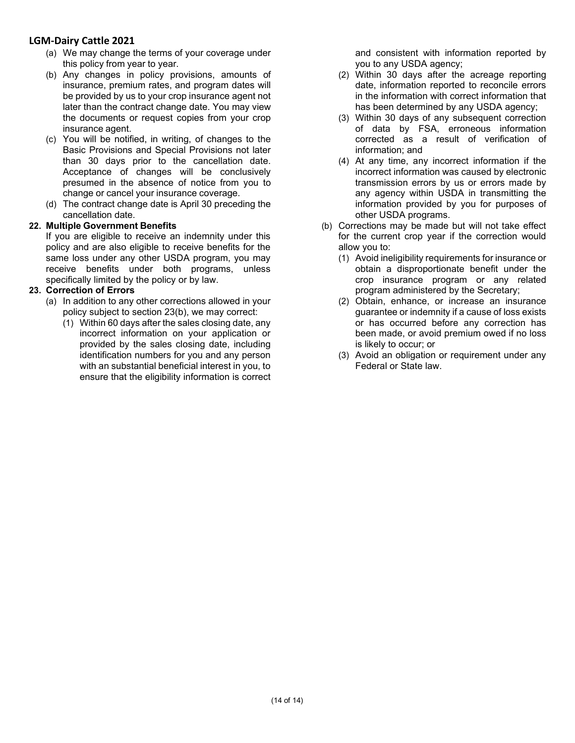(a) We may change the terms of your coverage under this policy from year to year.

(b) Any changes in policy provisions, amounts of insurance, premium rates, and program dates will be provided by us to your crop insurance agent not later than the contract change date. You may view the documents or request copies from your crop insurance agent.

(c) You will be notified, in writing, of changes to the Basic Provisions and Special Provisions not later than 30 days prior to the cancellation date. Acceptance of changes will be conclusively presumed in the absence of notice from you to change or cancel your insurance coverage.

(d) The contract change date is April 30 preceding the cancellation date.

**22. Multiple Government Benefits**

If you are eligible to receive an indemnity under this policy and are also eligible to receive benefits for the same loss under any other USDA program, you may receive benefits under both programs, unless specifically limited by the policy or by law.

**23. Correction of Errors**

(a) In addition to any other corrections allowed in your policy subject to section 23(b), we may correct:

(1) Within 60 days after the sales closing date, any incorrect information on your application or provided by the sales closing date, including identification numbers for you and any person with an substantial beneficial interest in you, to ensure that the eligibility information is correct and consistent with information reported by you to any USDA agency;

(2) Within 30 days after the acreage reporting date, information reported to reconcile errors in the information with correct information that has been determined by any USDA agency;

(3) Within 30 days of any subsequent correction of data by FSA, erroneous information corrected as a result of verification of information; and

(4) At any time, any incorrect information if the incorrect information was caused by electronic transmission errors by us or errors made by any agency within USDA in transmitting the information provided by you for purposes of other USDA programs.

(b) Corrections may be made but will not take effect for the current crop year if the correction would allow you to:

(1) Avoid ineligibility requirements for insurance or obtain a disproportionate benefit under the crop insurance program or any related program administered by the Secretary;

(2) Obtain, enhance, or increase an insurance guarantee or indemnity if a cause of loss exists or has occurred before any correction has been made, or avoid premium owed if no loss is likely to occur; or

(3) Avoid an obligation or requirement under any Federal or State law.